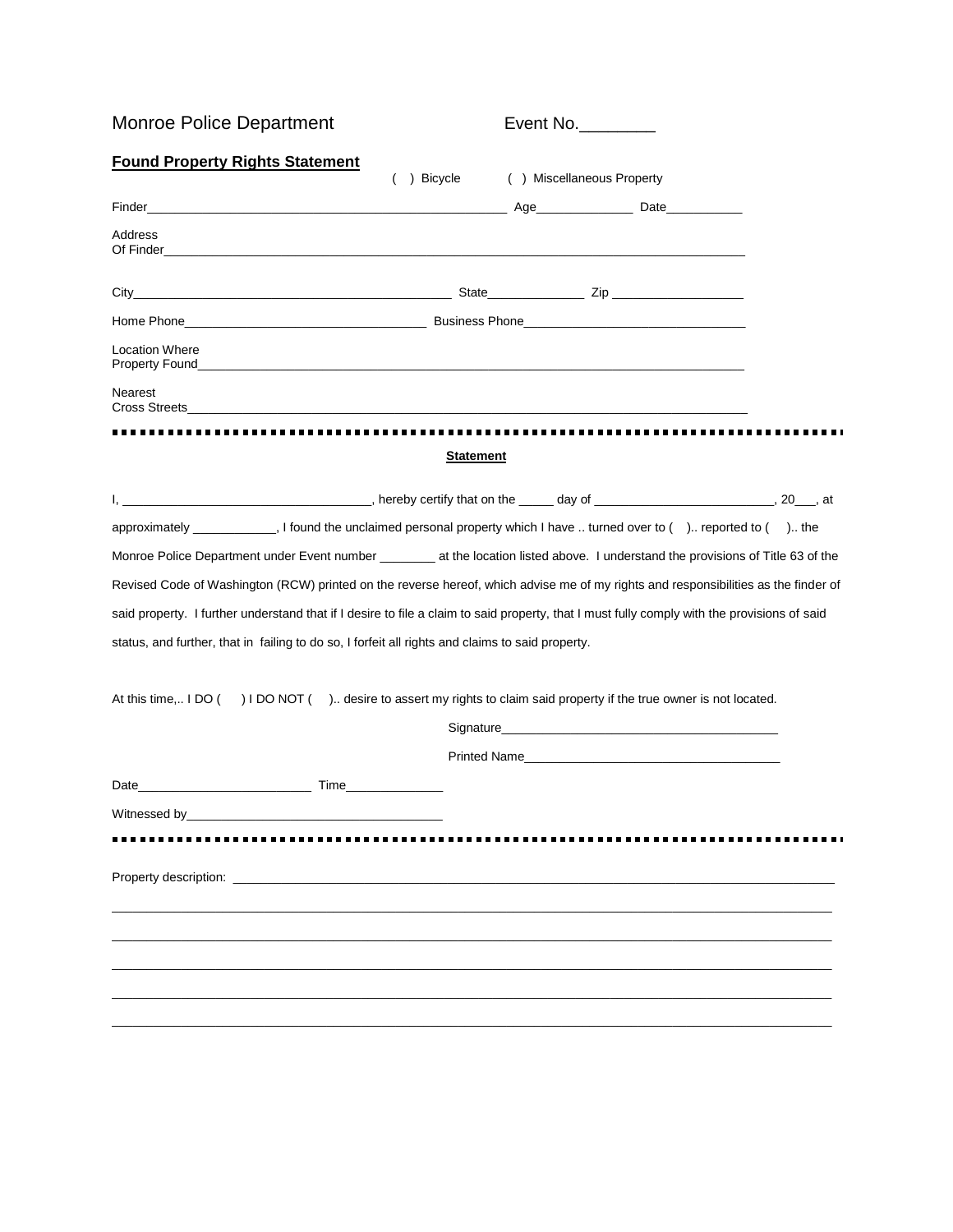Monroe Police Department Event No.________

**Found Property Rights Statement**

( ) Bicycle ( ) Miscellaneous Property

Finder_____________________________________________________ Age______________ Date___________

Address Of Finder_________________________________________________________________________________

City______________________________________________ State______________ Zip ___________________

Home Phone___________________________________ Business Phone________________________________

Location Where Property Found_______________________________________________________________________

Nearest Cross Streets________________________________________________________________________

---

**Statement**

I, ___________________________________, hereby certify that on the _____ day of _________________________, 20___, at approximately ____________, I found the unclaimed personal property which I have .. turned over to ( ).. reported to ( ).. the Monroe Police Department under Event number ________ at the location listed above. I understand the provisions of Title 63 of the Revised Code of Washington (RCW) printed on the reverse hereof, which advise me of my rights and responsibilities as the finder of said property. I further understand that if I desire to file a claim to said property, that I must fully comply with the provisions of said status, and further, that in failing to do so, I forfeit all rights and claims to said property.

At this time,.. I DO ( ) I DO NOT ( ).. desire to assert my rights to claim said property if the true owner is not located.

Signature_________________________________________

Printed Name______________________________________

Date_________________________ Time______________

Witnessed by____________________________________

---

Property description: ___________________________________________________________________________

____________________________________________________________________________________________

____________________________________________________________________________________________

____________________________________________________________________________________________

____________________________________________________________________________________________

____________________________________________________________________________________________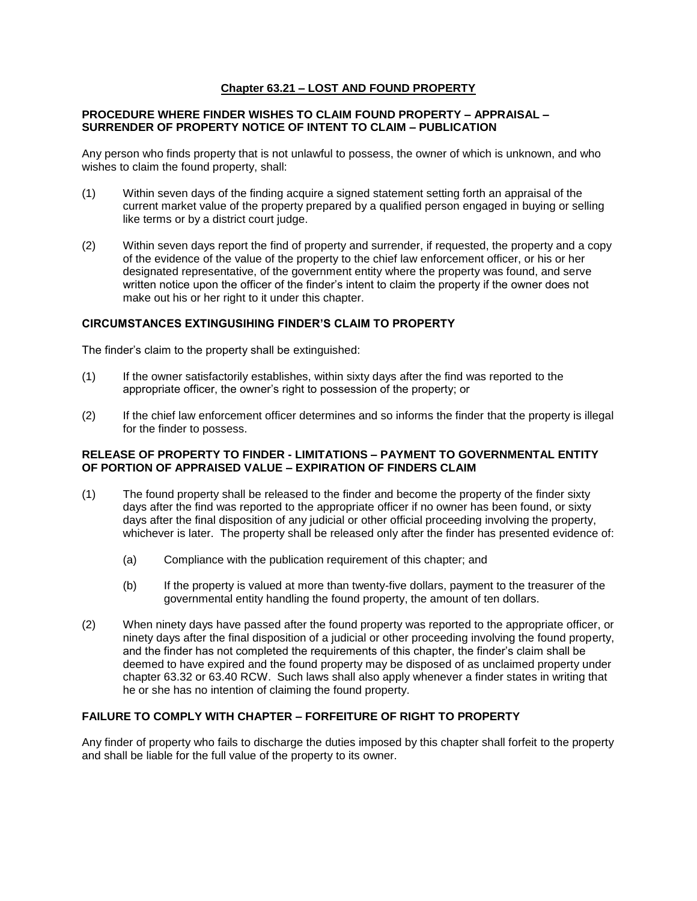# Chapter 63.21 – LOST AND FOUND PROPERTY

**PROCEDURE WHERE FINDER WISHES TO CLAIM FOUND PROPERTY – APPRAISAL – SURRENDER OF PROPERTY NOTICE OF INTENT TO CLAIM – PUBLICATION**

Any person who finds property that is not unlawful to possess, the owner of which is unknown, and who wishes to claim the found property, shall:

(1) Within seven days of the finding acquire a signed statement setting forth an appraisal of the current market value of the property prepared by a qualified person engaged in buying or selling like terms or by a district court judge.

(2) Within seven days report the find of property and surrender, if requested, the property and a copy of the evidence of the value of the property to the chief law enforcement officer, or his or her designated representative, of the government entity where the property was found, and serve written notice upon the officer of the finder's intent to claim the property if the owner does not make out his or her right to it under this chapter.

**CIRCUMSTANCES EXTINGUSIHING FINDER'S CLAIM TO PROPERTY**

The finder's claim to the property shall be extinguished:

(1) If the owner satisfactorily establishes, within sixty days after the find was reported to the appropriate officer, the owner's right to possession of the property; or

(2) If the chief law enforcement officer determines and so informs the finder that the property is illegal for the finder to possess.

**RELEASE OF PROPERTY TO FINDER - LIMITATIONS – PAYMENT TO GOVERNMENTAL ENTITY OF PORTION OF APPRAISED VALUE – EXPIRATION OF FINDERS CLAIM**

(1) The found property shall be released to the finder and become the property of the finder sixty days after the find was reported to the appropriate officer if no owner has been found, or sixty days after the final disposition of any judicial or other official proceeding involving the property, whichever is later. The property shall be released only after the finder has presented evidence of:

   (a) Compliance with the publication requirement of this chapter; and

   (b) If the property is valued at more than twenty-five dollars, payment to the treasurer of the governmental entity handling the found property, the amount of ten dollars.

(2) When ninety days have passed after the found property was reported to the appropriate officer, or ninety days after the final disposition of a judicial or other proceeding involving the found property, and the finder has not completed the requirements of this chapter, the finder's claim shall be deemed to have expired and the found property may be disposed of as unclaimed property under chapter 63.32 or 63.40 RCW. Such laws shall also apply whenever a finder states in writing that he or she has no intention of claiming the found property.

**FAILURE TO COMPLY WITH CHAPTER – FORFEITURE OF RIGHT TO PROPERTY**

Any finder of property who fails to discharge the duties imposed by this chapter shall forfeit to the property and shall be liable for the full value of the property to its owner.